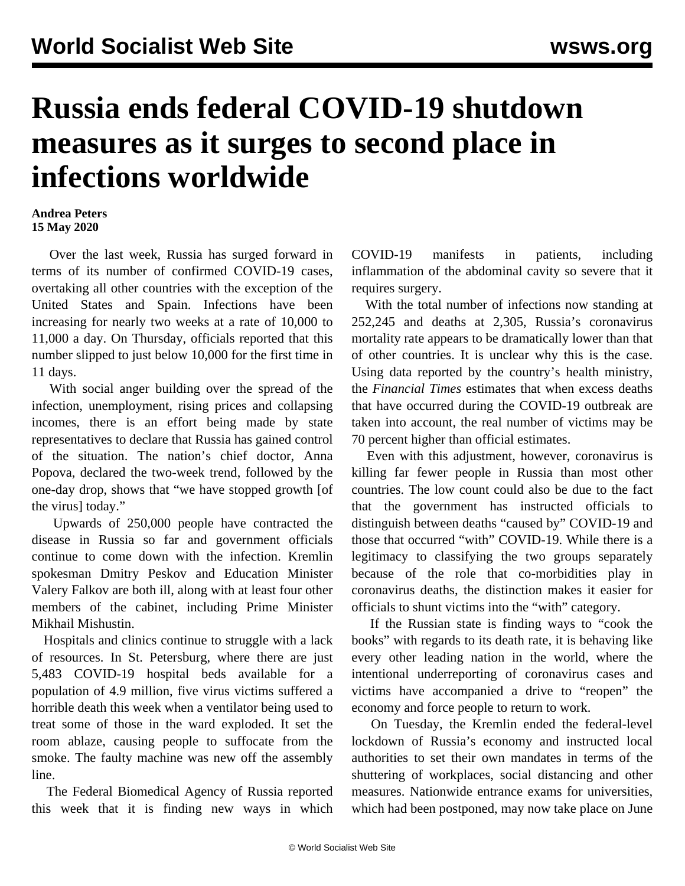# Russia ends federal COVID-19 shutdown measures as it surges to second place in infections worldwide

**Andrea Peters**
**15 May 2020**

Over the last week, Russia has surged forward in terms of its number of confirmed COVID-19 cases, overtaking all other countries with the exception of the United States and Spain. Infections have been increasing for nearly two weeks at a rate of 10,000 to 11,000 a day. On Thursday, officials reported that this number slipped to just below 10,000 for the first time in 11 days.

With social anger building over the spread of the infection, unemployment, rising prices and collapsing incomes, there is an effort being made by state representatives to declare that Russia has gained control of the situation. The nation's chief doctor, Anna Popova, declared the two-week trend, followed by the one-day drop, shows that "we have stopped growth [of the virus] today."

Upwards of 250,000 people have contracted the disease in Russia so far and government officials continue to come down with the infection. Kremlin spokesman Dmitry Peskov and Education Minister Valery Falkov are both ill, along with at least four other members of the cabinet, including Prime Minister Mikhail Mishustin.

Hospitals and clinics continue to struggle with a lack of resources. In St. Petersburg, where there are just 5,483 COVID-19 hospital beds available for a population of 4.9 million, five virus victims suffered a horrible death this week when a ventilator being used to treat some of those in the ward exploded. It set the room ablaze, causing people to suffocate from the smoke. The faulty machine was new off the assembly line.

The Federal Biomedical Agency of Russia reported this week that it is finding new ways in which COVID-19 manifests in patients, including inflammation of the abdominal cavity so severe that it requires surgery.

With the total number of infections now standing at 252,245 and deaths at 2,305, Russia's coronavirus mortality rate appears to be dramatically lower than that of other countries. It is unclear why this is the case. Using data reported by the country's health ministry, the *Financial Times* estimates that when excess deaths that have occurred during the COVID-19 outbreak are taken into account, the real number of victims may be 70 percent higher than official estimates.

Even with this adjustment, however, coronavirus is killing far fewer people in Russia than most other countries. The low count could also be due to the fact that the government has instructed officials to distinguish between deaths "caused by" COVID-19 and those that occurred "with" COVID-19. While there is a legitimacy to classifying the two groups separately because of the role that co-morbidities play in coronavirus deaths, the distinction makes it easier for officials to shunt victims into the "with" category.

If the Russian state is finding ways to "cook the books" with regards to its death rate, it is behaving like every other leading nation in the world, where the intentional underreporting of coronavirus cases and victims have accompanied a drive to "reopen" the economy and force people to return to work.

On Tuesday, the Kremlin ended the federal-level lockdown of Russia's economy and instructed local authorities to set their own mandates in terms of the shuttering of workplaces, social distancing and other measures. Nationwide entrance exams for universities, which had been postponed, may now take place on June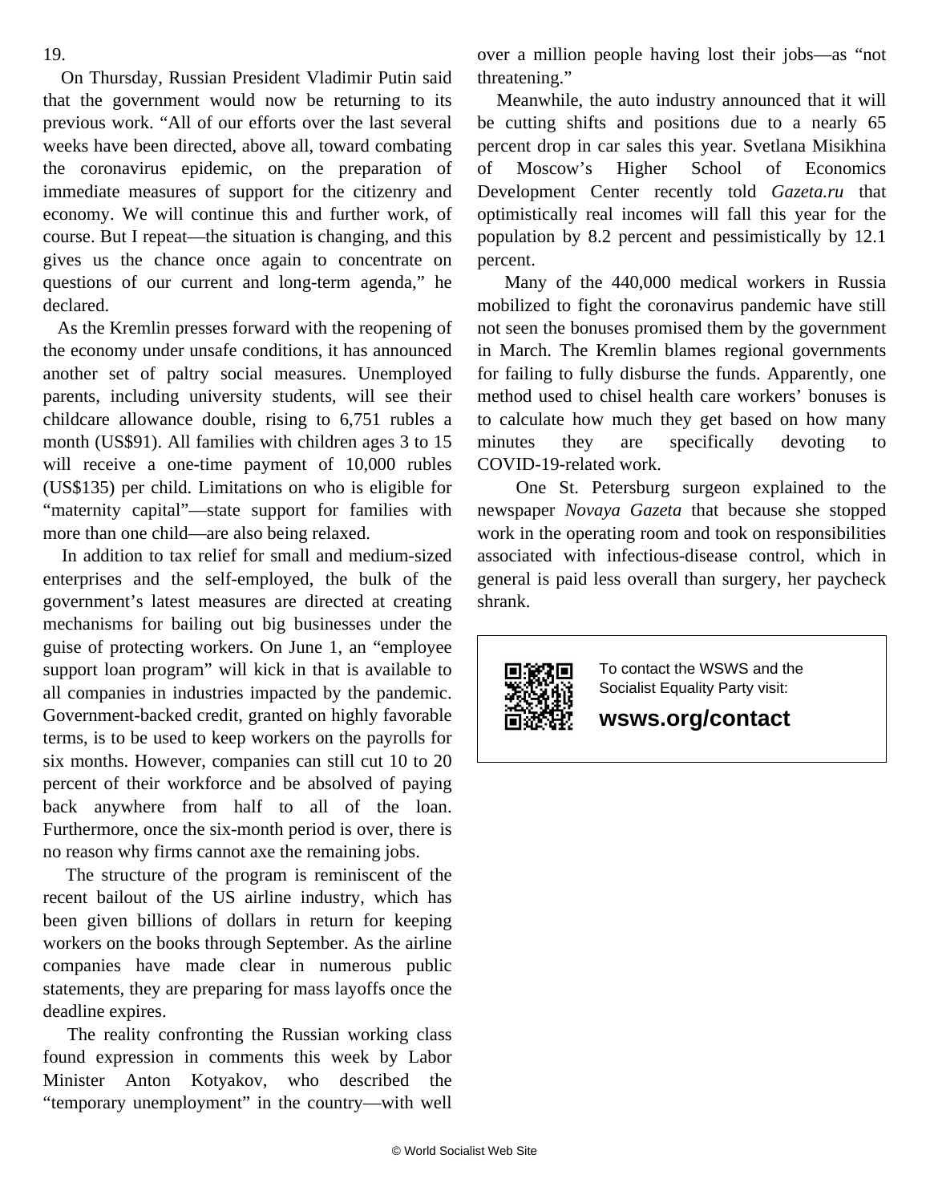19.

On Thursday, Russian President Vladimir Putin said that the government would now be returning to its previous work. “All of our efforts over the last several weeks have been directed, above all, toward combating the coronavirus epidemic, on the preparation of immediate measures of support for the citizenry and economy. We will continue this and further work, of course. But I repeat—the situation is changing, and this gives us the chance once again to concentrate on questions of our current and long-term agenda,” he declared.

As the Kremlin presses forward with the reopening of the economy under unsafe conditions, it has announced another set of paltry social measures. Unemployed parents, including university students, will see their childcare allowance double, rising to 6,751 rubles a month (US$91). All families with children ages 3 to 15 will receive a one-time payment of 10,000 rubles (US$135) per child. Limitations on who is eligible for “maternity capital”—state support for families with more than one child—are also being relaxed.

In addition to tax relief for small and medium-sized enterprises and the self-employed, the bulk of the government’s latest measures are directed at creating mechanisms for bailing out big businesses under the guise of protecting workers. On June 1, an “employee support loan program” will kick in that is available to all companies in industries impacted by the pandemic. Government-backed credit, granted on highly favorable terms, is to be used to keep workers on the payrolls for six months. However, companies can still cut 10 to 20 percent of their workforce and be absolved of paying back anywhere from half to all of the loan. Furthermore, once the six-month period is over, there is no reason why firms cannot axe the remaining jobs.

The structure of the program is reminiscent of the recent bailout of the US airline industry, which has been given billions of dollars in return for keeping workers on the books through September. As the airline companies have made clear in numerous public statements, they are preparing for mass layoffs once the deadline expires.

The reality confronting the Russian working class found expression in comments this week by Labor Minister Anton Kotyakov, who described the “temporary unemployment” in the country—with well over a million people having lost their jobs—as “not threatening.”

Meanwhile, the auto industry announced that it will be cutting shifts and positions due to a nearly 65 percent drop in car sales this year. Svetlana Misikhina of Moscow’s Higher School of Economics Development Center recently told *Gazeta.ru* that optimistically real incomes will fall this year for the population by 8.2 percent and pessimistically by 12.1 percent.

Many of the 440,000 medical workers in Russia mobilized to fight the coronavirus pandemic have still not seen the bonuses promised them by the government in March. The Kremlin blames regional governments for failing to fully disburse the funds. Apparently, one method used to chisel health care workers’ bonuses is to calculate how much they get based on how many minutes they are specifically devoting to COVID-19-related work.

One St. Petersburg surgeon explained to the newspaper *Novaya Gazeta* that because she stopped work in the operating room and took on responsibilities associated with infectious-disease control, which in general is paid less overall than surgery, her paycheck shrank.

To contact the WSWS and the Socialist Equality Party visit:

**wsws.org/contact**